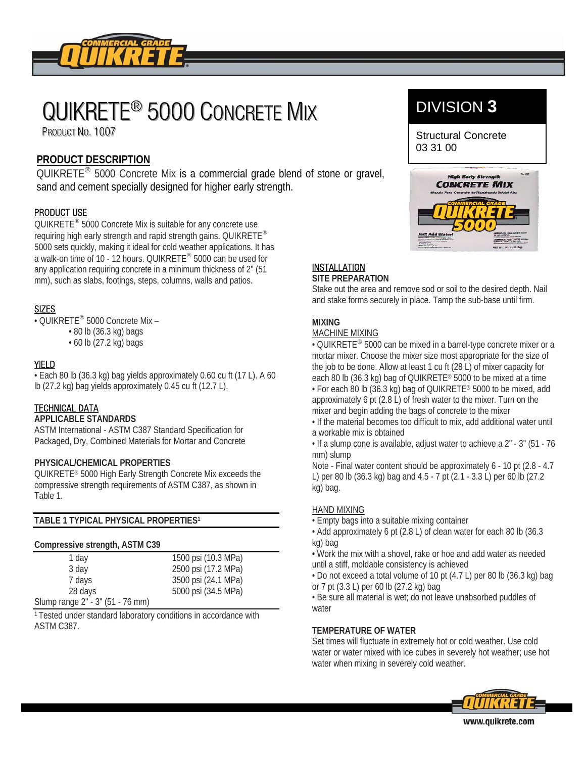# QUIKRETE® 5000 CONCRETE MIX

PRODUCT NO. 1007

**DIVISION 3**

Structural Concrete
03 31 00

## PRODUCT DESCRIPTION

QUIKRETE® 5000 Concrete Mix is a commercial grade blend of stone or gravel, sand and cement specially designed for higher early strength.

### PRODUCT USE

QUIKRETE® 5000 Concrete Mix is suitable for any concrete use requiring high early strength and rapid strength gains. QUIKRETE® 5000 sets quickly, making it ideal for cold weather applications. It has a walk-on time of 10 - 12 hours. QUIKRETE® 5000 can be used for any application requiring concrete in a minimum thickness of 2" (51 mm), such as slabs, footings, steps, columns, walls and patios.

### SIZES

- QUIKRETE® 5000 Concrete Mix –
  - 80 lb (36.3 kg) bags
  - 60 lb (27.2 kg) bags

### YIELD

- Each 80 lb (36.3 kg) bag yields approximately 0.60 cu ft (17 L). A 60 lb (27.2 kg) bag yields approximately 0.45 cu ft (12.7 L).

### TECHNICAL DATA

**APPLICABLE STANDARDS**

ASTM International - ASTM C387 Standard Specification for Packaged, Dry, Combined Materials for Mortar and Concrete

**PHYSICAL/CHEMICAL PROPERTIES**

QUIKRETE® 5000 High Early Strength Concrete Mix exceeds the compressive strength requirements of ASTM C387, as shown in Table 1.

**TABLE 1 TYPICAL PHYSICAL PROPERTIES[1]**

| Compressive strength, ASTM C39 | |
|---|---|
| 1 day | 1500 psi (10.3 MPa) |
| 3 day | 2500 psi (17.2 MPa) |
| 7 days | 3500 psi (24.1 MPa) |
| 28 days | 5000 psi (34.5 MPa) |
| Slump range 2" - 3" (51 - 76 mm) | |

[1] Tested under standard laboratory conditions in accordance with ASTM C387.

### INSTALLATION

**SITE PREPARATION**

Stake out the area and remove sod or soil to the desired depth. Nail and stake forms securely in place. Tamp the sub-base until firm.

**MIXING**

MACHINE MIXING

- QUIKRETE® 5000 can be mixed in a barrel-type concrete mixer or a mortar mixer. Choose the mixer size most appropriate for the size of the job to be done. Allow at least 1 cu ft (28 L) of mixer capacity for each 80 lb (36.3 kg) bag of QUIKRETE® 5000 to be mixed at a time
- For each 80 lb (36.3 kg) bag of QUIKRETE® 5000 to be mixed, add approximately 6 pt (2.8 L) of fresh water to the mixer. Turn on the mixer and begin adding the bags of concrete to the mixer
- If the material becomes too difficult to mix, add additional water until a workable mix is obtained
- If a slump cone is available, adjust water to achieve a 2" - 3" (51 - 76 mm) slump

Note - Final water content should be approximately 6 - 10 pt (2.8 - 4.7 L) per 80 lb (36.3 kg) bag and 4.5 - 7 pt (2.1 - 3.3 L) per 60 lb (27.2 kg) bag.

HAND MIXING

- Empty bags into a suitable mixing container
- Add approximately 6 pt (2.8 L) of clean water for each 80 lb (36.3 kg) bag
- Work the mix with a shovel, rake or hoe and add water as needed until a stiff, moldable consistency is achieved
- Do not exceed a total volume of 10 pt (4.7 L) per 80 lb (36.3 kg) bag or 7 pt (3.3 L) per 60 lb (27.2 kg) bag
- Be sure all material is wet; do not leave unabsorbed puddles of water

**TEMPERATURE OF WATER**

Set times will fluctuate in extremely hot or cold weather. Use cold water or water mixed with ice cubes in severely hot weather; use hot water when mixing in severely cold weather.

www.quikrete.com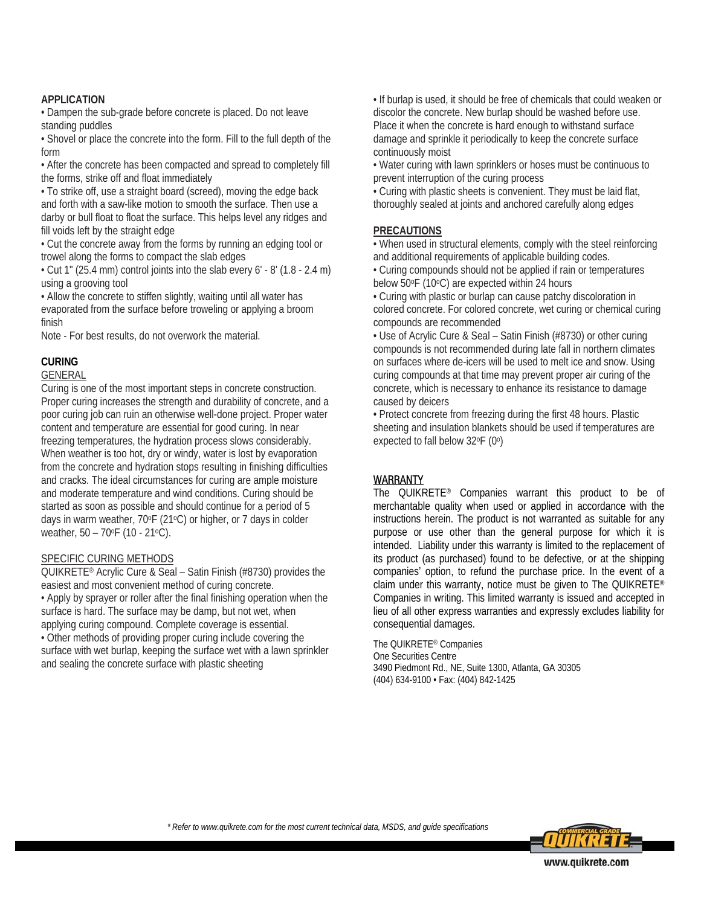## APPLICATION

- Dampen the sub-grade before concrete is placed. Do not leave standing puddles
- Shovel or place the concrete into the form. Fill to the full depth of the form
- After the concrete has been compacted and spread to completely fill the forms, strike off and float immediately
- To strike off, use a straight board (screed), moving the edge back and forth with a saw-like motion to smooth the surface. Then use a darby or bull float to float the surface. This helps level any ridges and fill voids left by the straight edge
- Cut the concrete away from the forms by running an edging tool or trowel along the forms to compact the slab edges
- Cut 1" (25.4 mm) control joints into the slab every 6' - 8' (1.8 - 2.4 m) using a grooving tool
- Allow the concrete to stiffen slightly, waiting until all water has evaporated from the surface before troweling or applying a broom finish

Note - For best results, do not overwork the material.

## CURING

### GENERAL

Curing is one of the most important steps in concrete construction. Proper curing increases the strength and durability of concrete, and a poor curing job can ruin an otherwise well-done project. Proper water content and temperature are essential for good curing. In near freezing temperatures, the hydration process slows considerably. When weather is too hot, dry or windy, water is lost by evaporation from the concrete and hydration stops resulting in finishing difficulties and cracks. The ideal circumstances for curing are ample moisture and moderate temperature and wind conditions. Curing should be started as soon as possible and should continue for a period of 5 days in warm weather, 70ºF (21ºC) or higher, or 7 days in colder weather, 50 – 70ºF (10 - 21ºC).

### SPECIFIC CURING METHODS

QUIKRETE® Acrylic Cure & Seal – Satin Finish (#8730) provides the easiest and most convenient method of curing concrete.

- Apply by sprayer or roller after the final finishing operation when the surface is hard. The surface may be damp, but not wet, when applying curing compound. Complete coverage is essential.
- Other methods of providing proper curing include covering the surface with wet burlap, keeping the surface wet with a lawn sprinkler and sealing the concrete surface with plastic sheeting
- If burlap is used, it should be free of chemicals that could weaken or discolor the concrete. New burlap should be washed before use. Place it when the concrete is hard enough to withstand surface damage and sprinkle it periodically to keep the concrete surface continuously moist
- Water curing with lawn sprinklers or hoses must be continuous to prevent interruption of the curing process
- Curing with plastic sheets is convenient. They must be laid flat, thoroughly sealed at joints and anchored carefully along edges

## PRECAUTIONS

- When used in structural elements, comply with the steel reinforcing and additional requirements of applicable building codes.
- Curing compounds should not be applied if rain or temperatures below 50ºF (10ºC) are expected within 24 hours
- Curing with plastic or burlap can cause patchy discoloration in colored concrete. For colored concrete, wet curing or chemical curing compounds are recommended
- Use of Acrylic Cure & Seal – Satin Finish (#8730) or other curing compounds is not recommended during late fall in northern climates on surfaces where de-icers will be used to melt ice and snow. Using curing compounds at that time may prevent proper air curing of the concrete, which is necessary to enhance its resistance to damage caused by deicers
- Protect concrete from freezing during the first 48 hours. Plastic sheeting and insulation blankets should be used if temperatures are expected to fall below 32ºF (0º)

## WARRANTY

The QUIKRETE® Companies warrant this product to be of merchantable quality when used or applied in accordance with the instructions herein. The product is not warranted as suitable for any purpose or use other than the general purpose for which it is intended. Liability under this warranty is limited to the replacement of its product (as purchased) found to be defective, or at the shipping companies' option, to refund the purchase price. In the event of a claim under this warranty, notice must be given to The QUIKRETE® Companies in writing. This limited warranty is issued and accepted in lieu of all other express warranties and expressly excludes liability for consequential damages.

The QUIKRETE® Companies
One Securities Centre
3490 Piedmont Rd., NE, Suite 1300, Atlanta, GA 30305
(404) 634-9100 • Fax: (404) 842-1425

*\* Refer to www.quikrete.com for the most current technical data, MSDS, and guide specifications*